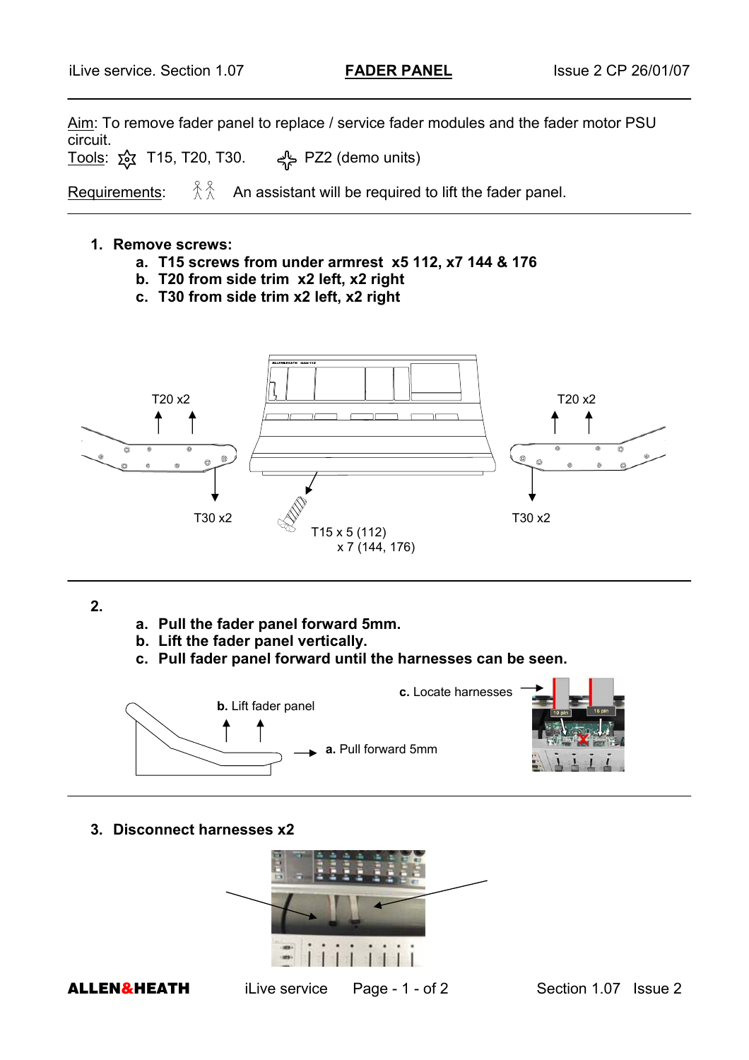iLive service. Section 1.07 **FADER PANEL** Issue 2 CP 26/01/07

Aim: To remove fader panel to replace / service fader modules and the fader motor PSU circuit.

Tools: T15, T20, T30. PZ2 (demo units)

Requirements: An assistant will be required to lift the fader panel.

1. **Remove screws:**
   a. **T15 screws from under armrest x5 112, x7 144 & 176**
   b. **T20 from side trim x2 left, x2 right**
   c. **T30 from side trim x2 left, x2 right**

T20 x2 T20 x2

T30 x2 T30 x2

T15 x 5 (112)
x 7 (144, 176)

2.
   a. **Pull the fader panel forward 5mm.**
   b. **Lift the fader panel vertically.**
   c. **Pull fader panel forward until the harnesses can be seen.**

**b.** Lift fader panel

**a.** Pull forward 5mm

**c.** Locate harnesses

10 pin 16 pin

3. **Disconnect harnesses x2**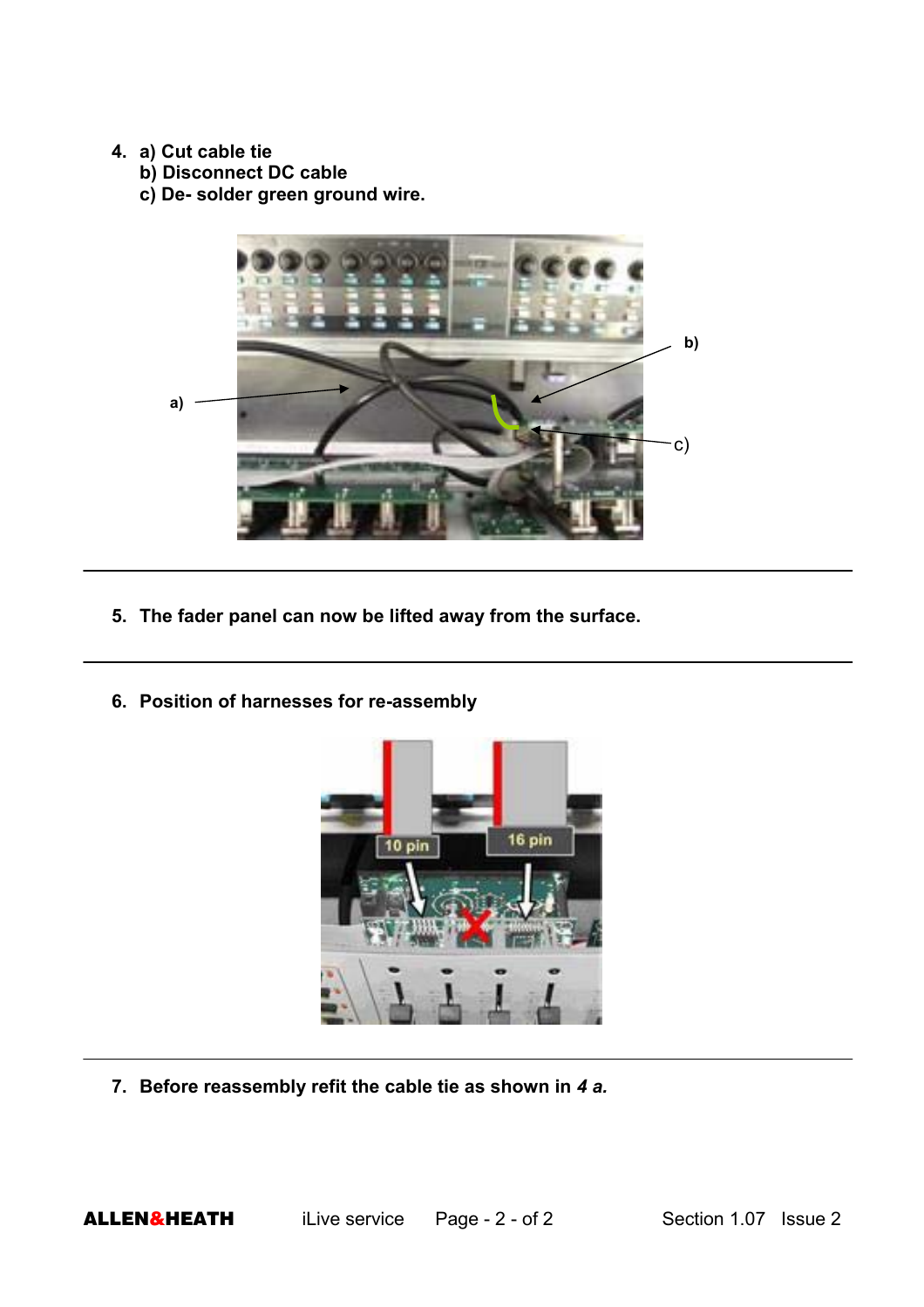4. **a) Cut cable tie**
   **b) Disconnect DC cable**
   **c) De- solder green ground wire.**

a)

b)

c)

---

5. **The fader panel can now be lifted away from the surface.**

---

6. **Position of harnesses for re-assembly**

10 pin

16 pin

---

7. **Before reassembly refit the cable tie as shown in *4 a.***